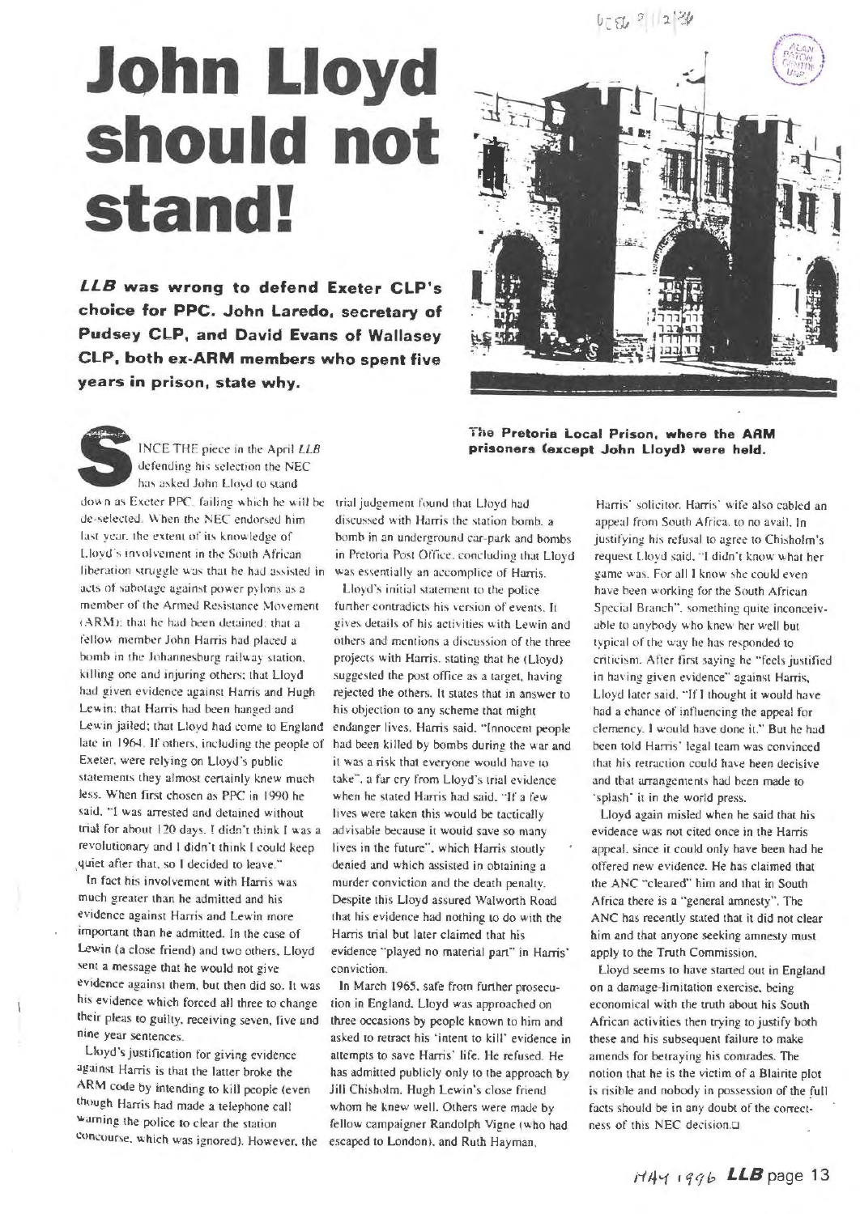# John Lloyd should not stand!

***LLB* was wrong to defend Exeter CLP's choice for PPC. John Laredo, secretary of Pudsey CLP, and David Evans of Wallasey CLP, both ex-ARM members who spent five years in prison, state why.**

The Pretoria Local Prison, where the ARM prisoners (except John Lloyd) were held.

SINCE THE piece in the April *LLB* defending his selection the NEC has asked John Lloyd to stand down as Exeter PPC, failing which he will be de-selected. When the NEC endorsed him last year, the extent of its knowledge of Lloyd's involvement in the South African liberation struggle was that he had assisted in acts of sabotage against power pylons as a member of the Armed Resistance Movement (ARM); that he had been detained; that a fellow member John Harris had placed a bomb in the Johannesburg railway station, killing one and injuring others; that Lloyd had given evidence against Harris and Hugh Lewin; that Harris had been hanged and Lewin jailed; that Lloyd had come to England late in 1964. If others, including the people of Exeter, were relying on Lloyd's public statements they almost certainly knew much less. When first chosen as PPC in 1990 he said, "I was arrested and detained without trial for about 120 days. I didn't think I was a revolutionary and I didn't think I could keep quiet after that, so I decided to leave."

In fact his involvement with Harris was much greater than he admitted and his evidence against Harris and Lewin more important than he admitted. In the case of Lewin (a close friend) and two others, Lloyd sent a message that he would not give evidence against them, but then did so. It was his evidence which forced all three to change their pleas to guilty, receiving seven, five and nine year sentences.

Lloyd's justification for giving evidence against Harris is that the latter broke the ARM code by intending to kill people (even though Harris had made a telephone call warning the police to clear the station concourse, which was ignored). However, the trial judgement found that Lloyd had discussed with Harris the station bomb, a bomb in an underground car-park and bombs in Pretoria Post Office, concluding that Lloyd was essentially an accomplice of Harris.

Lloyd's initial statement to the police further contradicts his version of events. It gives details of his activities with Lewin and others and mentions a discussion of the three projects with Harris, stating that he (Lloyd) suggested the post office as a target, having rejected the others. It states that in answer to his objection to any scheme that might endanger lives, Harris said, "Innocent people had been killed by bombs during the war and it was a risk that everyone would have to take", a far cry from Lloyd's trial evidence when he stated Harris had said, "If a few lives were taken this would be tactically advisable because it would save so many lives in the future", which Harris stoutly denied and which assisted in obtaining a murder conviction and the death penalty. Despite this Lloyd assured Walworth Road that his evidence had nothing to do with the Harris trial but later claimed that his evidence "played no material part" in Harris' conviction.

In March 1965, safe from further prosecution in England, Lloyd was approached on three occasions by people known to him and asked to retract his 'intent to kill' evidence in attempts to save Harris' life. He refused. He has admitted publicly only to the approach by Jill Chisholm, Hugh Lewin's close friend whom he knew well. Others were made by fellow campaigner Randolph Vigne (who had escaped to London), and Ruth Hayman, Harris' solicitor. Harris' wife also cabled an appeal from South Africa, to no avail. In justifying his refusal to agree to Chisholm's request Lloyd said, "I didn't know what her game was. For all I know she could even have been working for the South African Special Branch", something quite inconceivable to anybody who knew her well but typical of the way he has responded to criticism. After first saying he "feels justified in having given evidence" against Harris, Lloyd later said, "If I thought it would have had a chance of influencing the appeal for clemency, I would have done it." But he had been told Harris' legal team was convinced that his retraction could have been decisive and that arrangements had been made to 'splash' it in the world press.

Lloyd again misled when he said that his evidence was not cited once in the Harris appeal, since it could only have been had he offered new evidence. He has claimed that the ANC "cleared" him and that in South Africa there is a "general amnesty". The ANC has recently stated that it did not clear him and that anyone seeking amnesty must apply to the Truth Commission.

Lloyd seems to have started out in England on a damage-limitation exercise, being economical with the truth about his South African activities then trying to justify both these and his subsequent failure to make amends for betraying his comrades. The notion that he is the victim of a Blairite plot is risible and nobody in possession of the full facts should be in any doubt of the correctness of this NEC decision.□

MAY 1996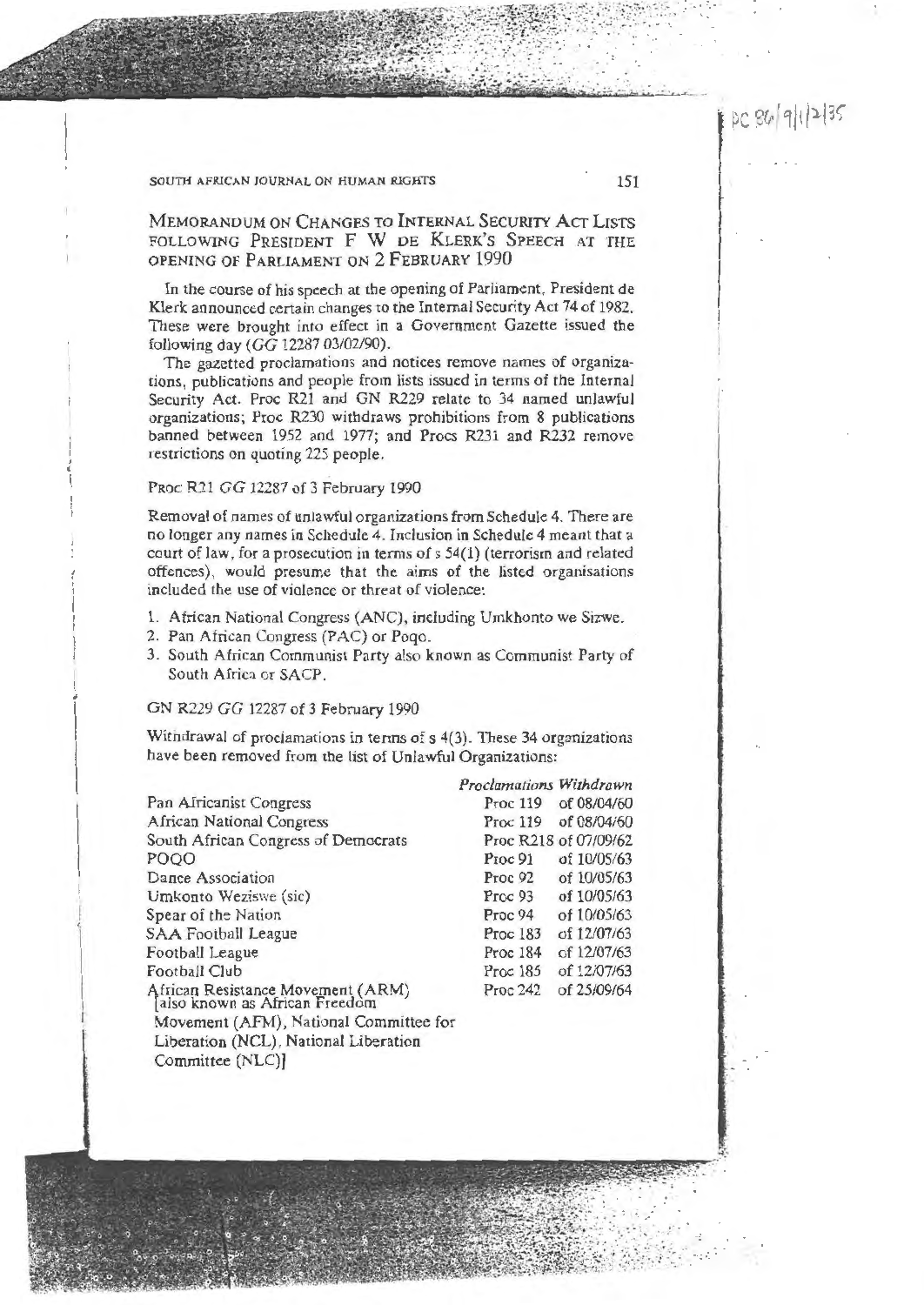## Memorandum on Changes to Internal Security Act Lists following President F W de Klerk's Speech at the Opening of Parliament on 2 February 1990

In the course of his speech at the opening of Parliament, President de Klerk announced certain changes to the Internal Security Act 74 of 1982. These were brought into effect in a Government Gazette issued the following day (*GG* 12287 03/02/90).

The gazetted proclamations and notices remove names of organizations, publications and people from lists issued in terms of the Internal Security Act. Proc R21 and GN R229 relate to 34 named unlawful organizations; Proc R230 withdraws prohibitions from 8 publications banned between 1952 and 1977; and Procs R231 and R232 remove restrictions on quoting 225 people.

### Proc R21 *GG* 12287 of 3 February 1990

Removal of names of unlawful organizations from Schedule 4. There are no longer any names in Schedule 4. Inclusion in Schedule 4 meant that a court of law, for a prosecution in terms of s 54(1) (terrorism and related offences), would presume that the aims of the listed organisations included the use of violence or threat of violence:

1. African National Congress (ANC), including Umkhonto we Sizwe.
2. Pan African Congress (PAC) or Poqo.
3. South African Communist Party also known as Communist Party of South Africa or SACP.

### GN R229 *GG* 12287 of 3 February 1990

Withdrawal of proclamations in terms of s 4(3). These 34 organizations have been removed from the list of Unlawful Organizations:

| | *Proclamations Withdrawn* | |
|---|---|---|
| Pan Africanist Congress | Proc 119 | of 08/04/60 |
| African National Congress | Proc 119 | of 08/04/60 |
| South African Congress of Democrats | Proc R218 | of 07/09/62 |
| POQO | Proc 91 | of 10/05/63 |
| Dance Association | Proc 92 | of 10/05/63 |
| Umkonto Weziswe (sic) | Proc 93 | of 10/05/63 |
| Spear of the Nation | Proc 94 | of 10/05/63 |
| SAA Football League | Proc 183 | of 12/07/63 |
| Football League | Proc 184 | of 12/07/63 |
| Football Club | Proc 185 | of 12/07/63 |
| African Resistance Movement (ARM) [also known as African Freedom Movement (AFM), National Committee for Liberation (NCL), National Liberation Committee (NLC)] | Proc 242 | of 25/09/64 |